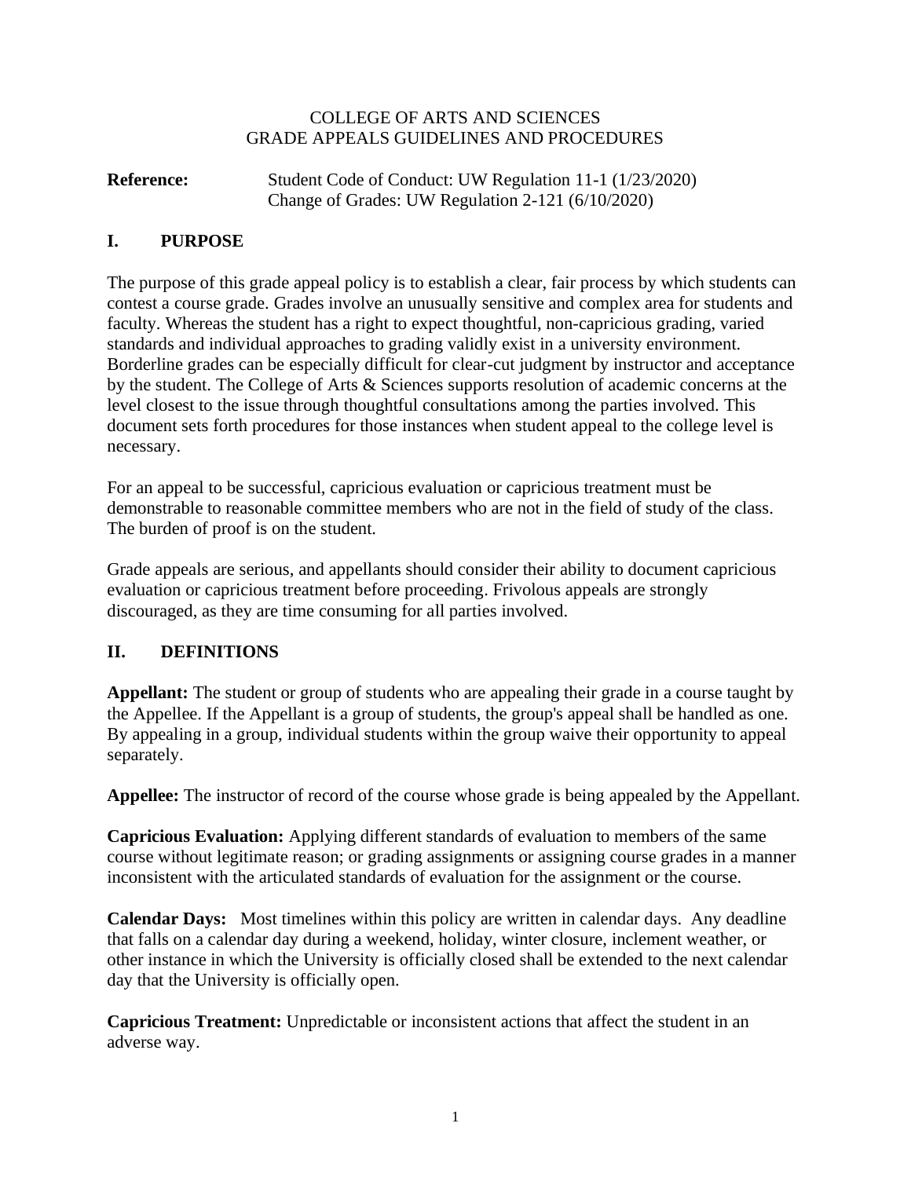# COLLEGE OF ARTS AND SCIENCES
# GRADE APPEALS GUIDELINES AND PROCEDURES

**Reference:** Student Code of Conduct: UW Regulation 11-1 (1/23/2020)
Change of Grades: UW Regulation 2-121 (6/10/2020)

## I. PURPOSE

The purpose of this grade appeal policy is to establish a clear, fair process by which students can contest a course grade. Grades involve an unusually sensitive and complex area for students and faculty. Whereas the student has a right to expect thoughtful, non-capricious grading, varied standards and individual approaches to grading validly exist in a university environment. Borderline grades can be especially difficult for clear-cut judgment by instructor and acceptance by the student. The College of Arts & Sciences supports resolution of academic concerns at the level closest to the issue through thoughtful consultations among the parties involved. This document sets forth procedures for those instances when student appeal to the college level is necessary.

For an appeal to be successful, capricious evaluation or capricious treatment must be demonstrable to reasonable committee members who are not in the field of study of the class. The burden of proof is on the student.

Grade appeals are serious, and appellants should consider their ability to document capricious evaluation or capricious treatment before proceeding. Frivolous appeals are strongly discouraged, as they are time consuming for all parties involved.

## II. DEFINITIONS

**Appellant:** The student or group of students who are appealing their grade in a course taught by the Appellee. If the Appellant is a group of students, the group's appeal shall be handled as one. By appealing in a group, individual students within the group waive their opportunity to appeal separately.

**Appellee:** The instructor of record of the course whose grade is being appealed by the Appellant.

**Capricious Evaluation:** Applying different standards of evaluation to members of the same course without legitimate reason; or grading assignments or assigning course grades in a manner inconsistent with the articulated standards of evaluation for the assignment or the course.

**Calendar Days:** Most timelines within this policy are written in calendar days. Any deadline that falls on a calendar day during a weekend, holiday, winter closure, inclement weather, or other instance in which the University is officially closed shall be extended to the next calendar day that the University is officially open.

**Capricious Treatment:** Unpredictable or inconsistent actions that affect the student in an adverse way.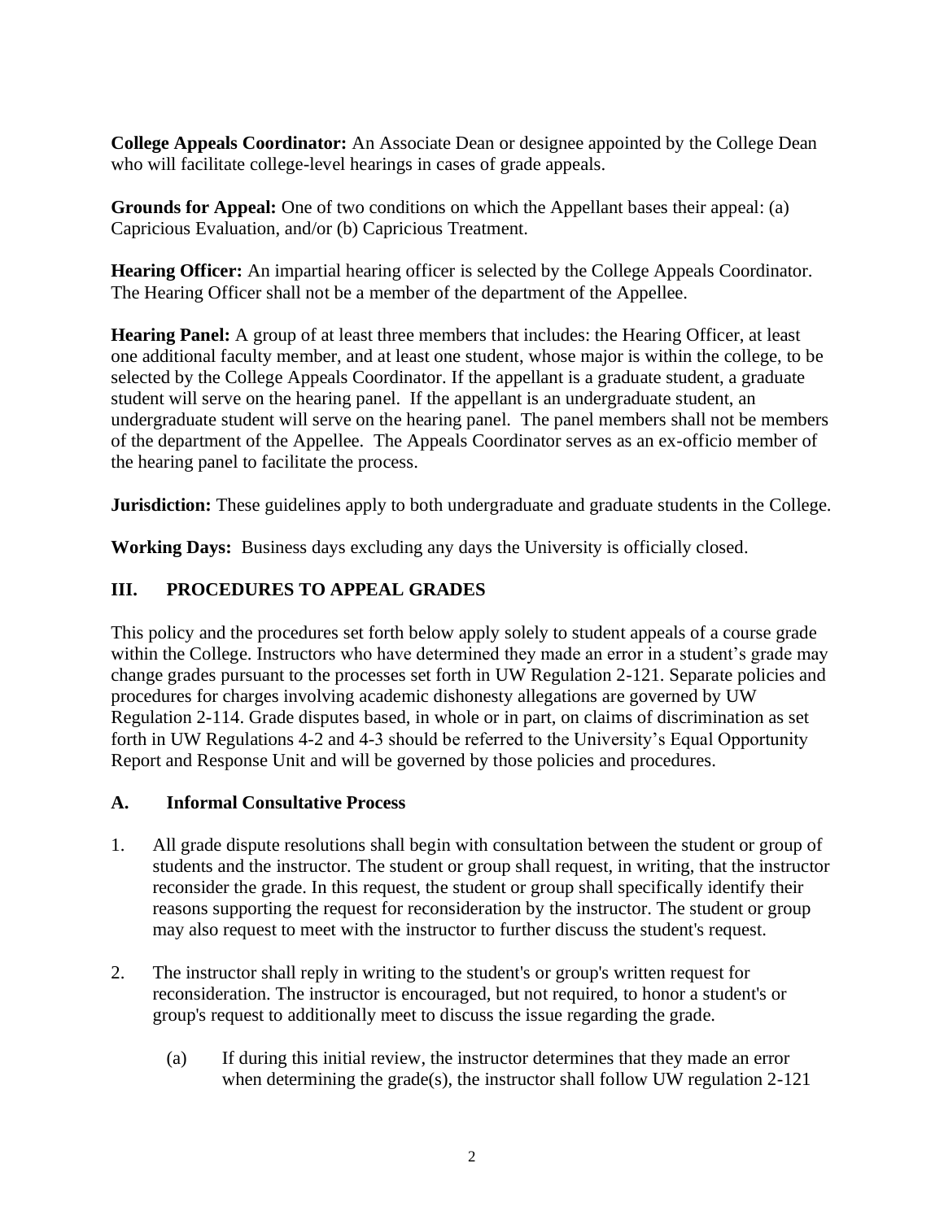**College Appeals Coordinator:** An Associate Dean or designee appointed by the College Dean who will facilitate college-level hearings in cases of grade appeals.

**Grounds for Appeal:** One of two conditions on which the Appellant bases their appeal: (a) Capricious Evaluation, and/or (b) Capricious Treatment.

**Hearing Officer:** An impartial hearing officer is selected by the College Appeals Coordinator. The Hearing Officer shall not be a member of the department of the Appellee.

**Hearing Panel:** A group of at least three members that includes: the Hearing Officer, at least one additional faculty member, and at least one student, whose major is within the college, to be selected by the College Appeals Coordinator. If the appellant is a graduate student, a graduate student will serve on the hearing panel. If the appellant is an undergraduate student, an undergraduate student will serve on the hearing panel. The panel members shall not be members of the department of the Appellee. The Appeals Coordinator serves as an ex-officio member of the hearing panel to facilitate the process.

**Jurisdiction:** These guidelines apply to both undergraduate and graduate students in the College.

**Working Days:** Business days excluding any days the University is officially closed.

## III. PROCEDURES TO APPEAL GRADES

This policy and the procedures set forth below apply solely to student appeals of a course grade within the College. Instructors who have determined they made an error in a student's grade may change grades pursuant to the processes set forth in UW Regulation 2-121. Separate policies and procedures for charges involving academic dishonesty allegations are governed by UW Regulation 2-114. Grade disputes based, in whole or in part, on claims of discrimination as set forth in UW Regulations 4-2 and 4-3 should be referred to the University's Equal Opportunity Report and Response Unit and will be governed by those policies and procedures.

### A. Informal Consultative Process

1. All grade dispute resolutions shall begin with consultation between the student or group of students and the instructor. The student or group shall request, in writing, that the instructor reconsider the grade. In this request, the student or group shall specifically identify their reasons supporting the request for reconsideration by the instructor. The student or group may also request to meet with the instructor to further discuss the student's request.

2. The instructor shall reply in writing to the student's or group's written request for reconsideration. The instructor is encouraged, but not required, to honor a student's or group's request to additionally meet to discuss the issue regarding the grade.

   (a) If during this initial review, the instructor determines that they made an error when determining the grade(s), the instructor shall follow UW regulation 2-121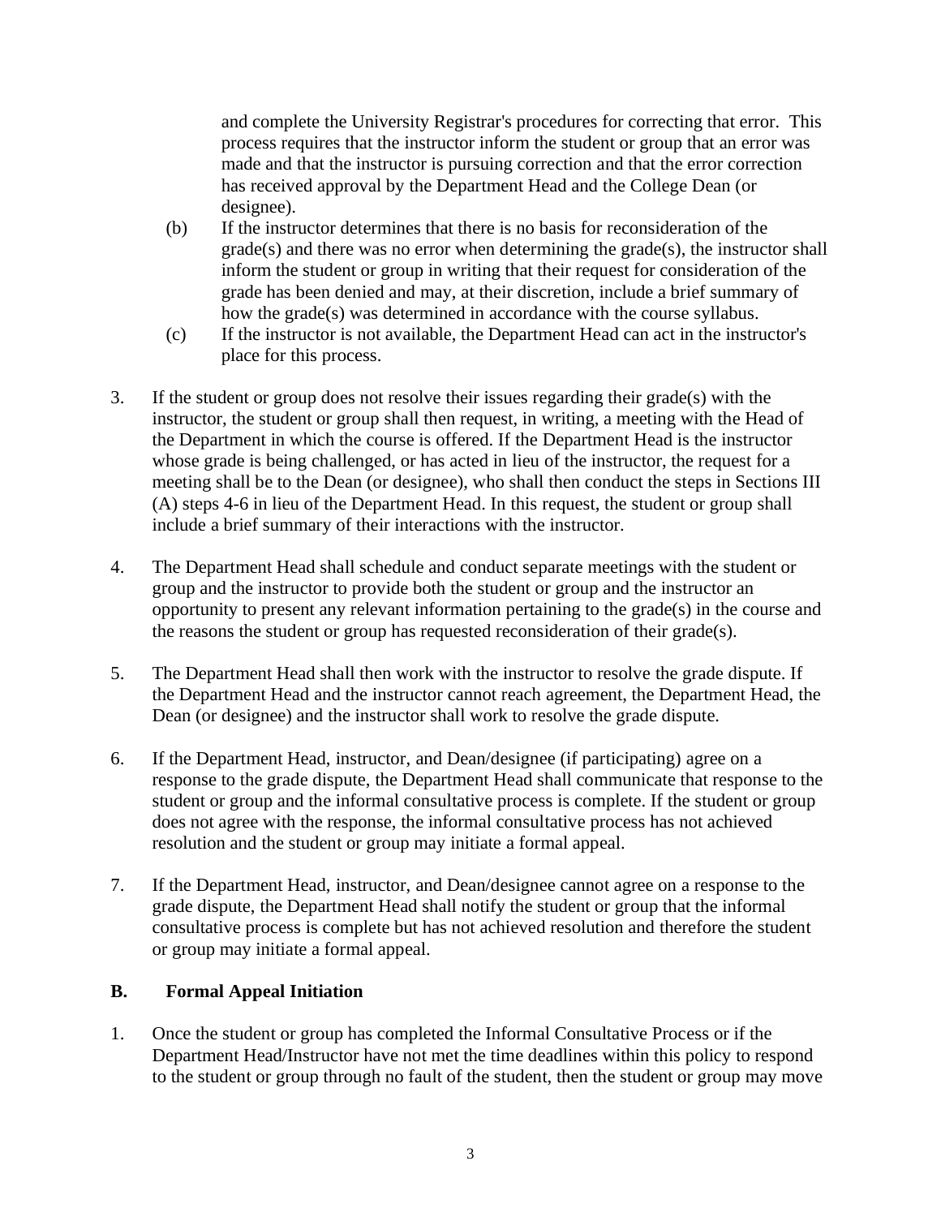and complete the University Registrar's procedures for correcting that error. This process requires that the instructor inform the student or group that an error was made and that the instructor is pursuing correction and that the error correction has received approval by the Department Head and the College Dean (or designee).

(b) If the instructor determines that there is no basis for reconsideration of the grade(s) and there was no error when determining the grade(s), the instructor shall inform the student or group in writing that their request for consideration of the grade has been denied and may, at their discretion, include a brief summary of how the grade(s) was determined in accordance with the course syllabus.

(c) If the instructor is not available, the Department Head can act in the instructor's place for this process.

3. If the student or group does not resolve their issues regarding their grade(s) with the instructor, the student or group shall then request, in writing, a meeting with the Head of the Department in which the course is offered. If the Department Head is the instructor whose grade is being challenged, or has acted in lieu of the instructor, the request for a meeting shall be to the Dean (or designee), who shall then conduct the steps in Sections III (A) steps 4-6 in lieu of the Department Head. In this request, the student or group shall include a brief summary of their interactions with the instructor.

4. The Department Head shall schedule and conduct separate meetings with the student or group and the instructor to provide both the student or group and the instructor an opportunity to present any relevant information pertaining to the grade(s) in the course and the reasons the student or group has requested reconsideration of their grade(s).

5. The Department Head shall then work with the instructor to resolve the grade dispute. If the Department Head and the instructor cannot reach agreement, the Department Head, the Dean (or designee) and the instructor shall work to resolve the grade dispute.

6. If the Department Head, instructor, and Dean/designee (if participating) agree on a response to the grade dispute, the Department Head shall communicate that response to the student or group and the informal consultative process is complete. If the student or group does not agree with the response, the informal consultative process has not achieved resolution and the student or group may initiate a formal appeal.

7. If the Department Head, instructor, and Dean/designee cannot agree on a response to the grade dispute, the Department Head shall notify the student or group that the informal consultative process is complete but has not achieved resolution and therefore the student or group may initiate a formal appeal.

## B. Formal Appeal Initiation

1. Once the student or group has completed the Informal Consultative Process or if the Department Head/Instructor have not met the time deadlines within this policy to respond to the student or group through no fault of the student, then the student or group may move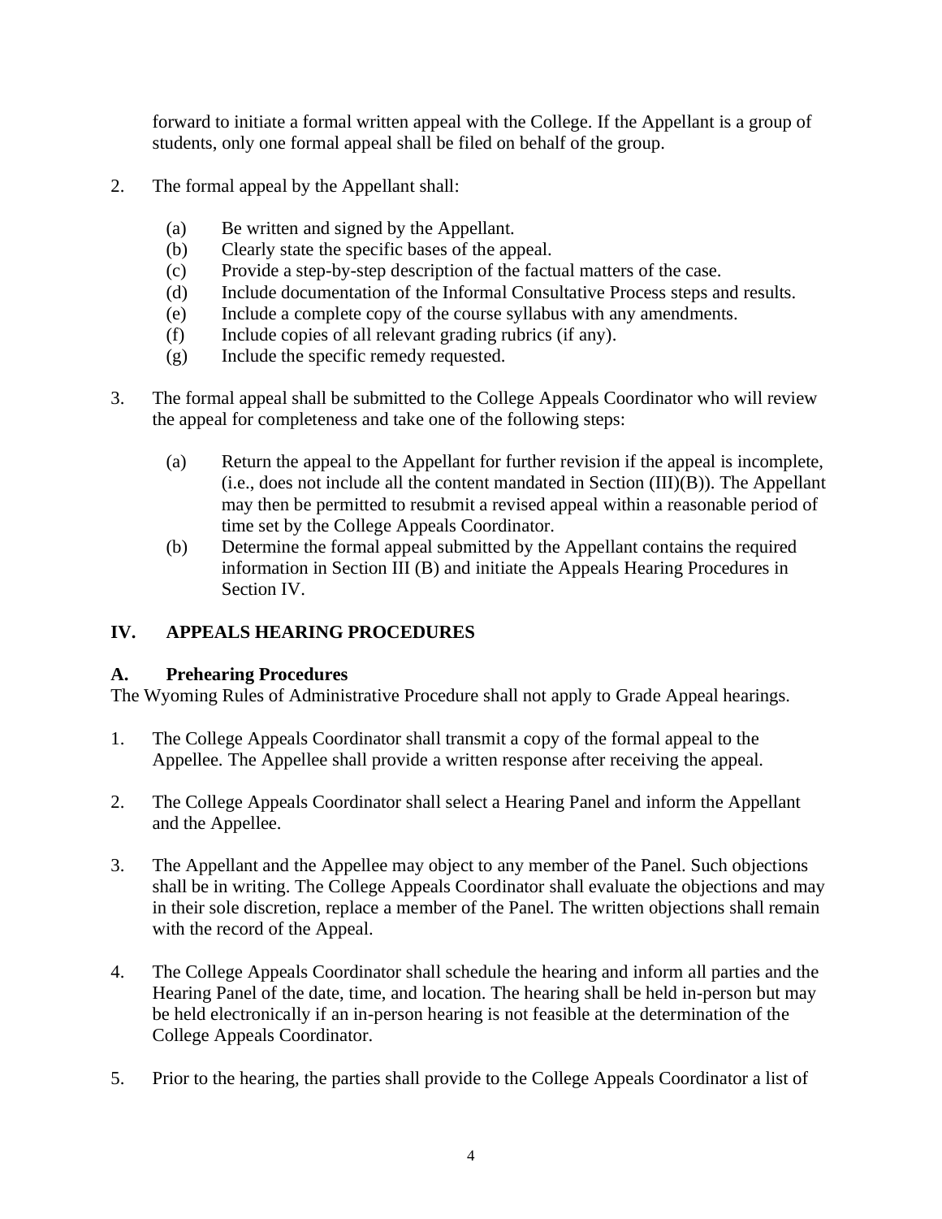forward to initiate a formal written appeal with the College. If the Appellant is a group of students, only one formal appeal shall be filed on behalf of the group.

2. The formal appeal by the Appellant shall:

   (a) Be written and signed by the Appellant.
   (b) Clearly state the specific bases of the appeal.
   (c) Provide a step-by-step description of the factual matters of the case.
   (d) Include documentation of the Informal Consultative Process steps and results.
   (e) Include a complete copy of the course syllabus with any amendments.
   (f) Include copies of all relevant grading rubrics (if any).
   (g) Include the specific remedy requested.

3. The formal appeal shall be submitted to the College Appeals Coordinator who will review the appeal for completeness and take one of the following steps:

   (a) Return the appeal to the Appellant for further revision if the appeal is incomplete, (i.e., does not include all the content mandated in Section (III)(B)). The Appellant may then be permitted to resubmit a revised appeal within a reasonable period of time set by the College Appeals Coordinator.
   (b) Determine the formal appeal submitted by the Appellant contains the required information in Section III (B) and initiate the Appeals Hearing Procedures in Section IV.

## IV. APPEALS HEARING PROCEDURES

### A. Prehearing Procedures

The Wyoming Rules of Administrative Procedure shall not apply to Grade Appeal hearings.

1. The College Appeals Coordinator shall transmit a copy of the formal appeal to the Appellee. The Appellee shall provide a written response after receiving the appeal.

2. The College Appeals Coordinator shall select a Hearing Panel and inform the Appellant and the Appellee.

3. The Appellant and the Appellee may object to any member of the Panel. Such objections shall be in writing. The College Appeals Coordinator shall evaluate the objections and may in their sole discretion, replace a member of the Panel. The written objections shall remain with the record of the Appeal.

4. The College Appeals Coordinator shall schedule the hearing and inform all parties and the Hearing Panel of the date, time, and location. The hearing shall be held in-person but may be held electronically if an in-person hearing is not feasible at the determination of the College Appeals Coordinator.

5. Prior to the hearing, the parties shall provide to the College Appeals Coordinator a list of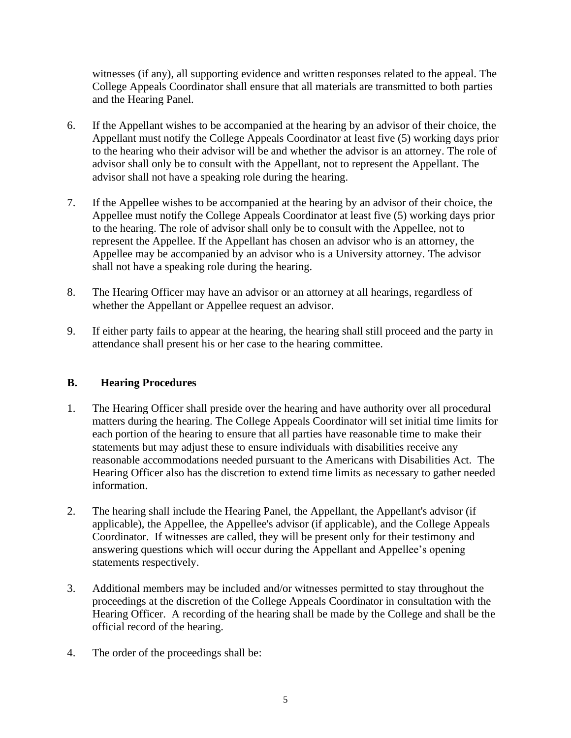witnesses (if any), all supporting evidence and written responses related to the appeal. The College Appeals Coordinator shall ensure that all materials are transmitted to both parties and the Hearing Panel.

6. If the Appellant wishes to be accompanied at the hearing by an advisor of their choice, the Appellant must notify the College Appeals Coordinator at least five (5) working days prior to the hearing who their advisor will be and whether the advisor is an attorney. The role of advisor shall only be to consult with the Appellant, not to represent the Appellant. The advisor shall not have a speaking role during the hearing.

7. If the Appellee wishes to be accompanied at the hearing by an advisor of their choice, the Appellee must notify the College Appeals Coordinator at least five (5) working days prior to the hearing. The role of advisor shall only be to consult with the Appellee, not to represent the Appellee. If the Appellant has chosen an advisor who is an attorney, the Appellee may be accompanied by an advisor who is a University attorney. The advisor shall not have a speaking role during the hearing.

8. The Hearing Officer may have an advisor or an attorney at all hearings, regardless of whether the Appellant or Appellee request an advisor.

9. If either party fails to appear at the hearing, the hearing shall still proceed and the party in attendance shall present his or her case to the hearing committee.

## B. Hearing Procedures

1. The Hearing Officer shall preside over the hearing and have authority over all procedural matters during the hearing. The College Appeals Coordinator will set initial time limits for each portion of the hearing to ensure that all parties have reasonable time to make their statements but may adjust these to ensure individuals with disabilities receive any reasonable accommodations needed pursuant to the Americans with Disabilities Act. The Hearing Officer also has the discretion to extend time limits as necessary to gather needed information.

2. The hearing shall include the Hearing Panel, the Appellant, the Appellant's advisor (if applicable), the Appellee, the Appellee's advisor (if applicable), and the College Appeals Coordinator. If witnesses are called, they will be present only for their testimony and answering questions which will occur during the Appellant and Appellee's opening statements respectively.

3. Additional members may be included and/or witnesses permitted to stay throughout the proceedings at the discretion of the College Appeals Coordinator in consultation with the Hearing Officer. A recording of the hearing shall be made by the College and shall be the official record of the hearing.

4. The order of the proceedings shall be: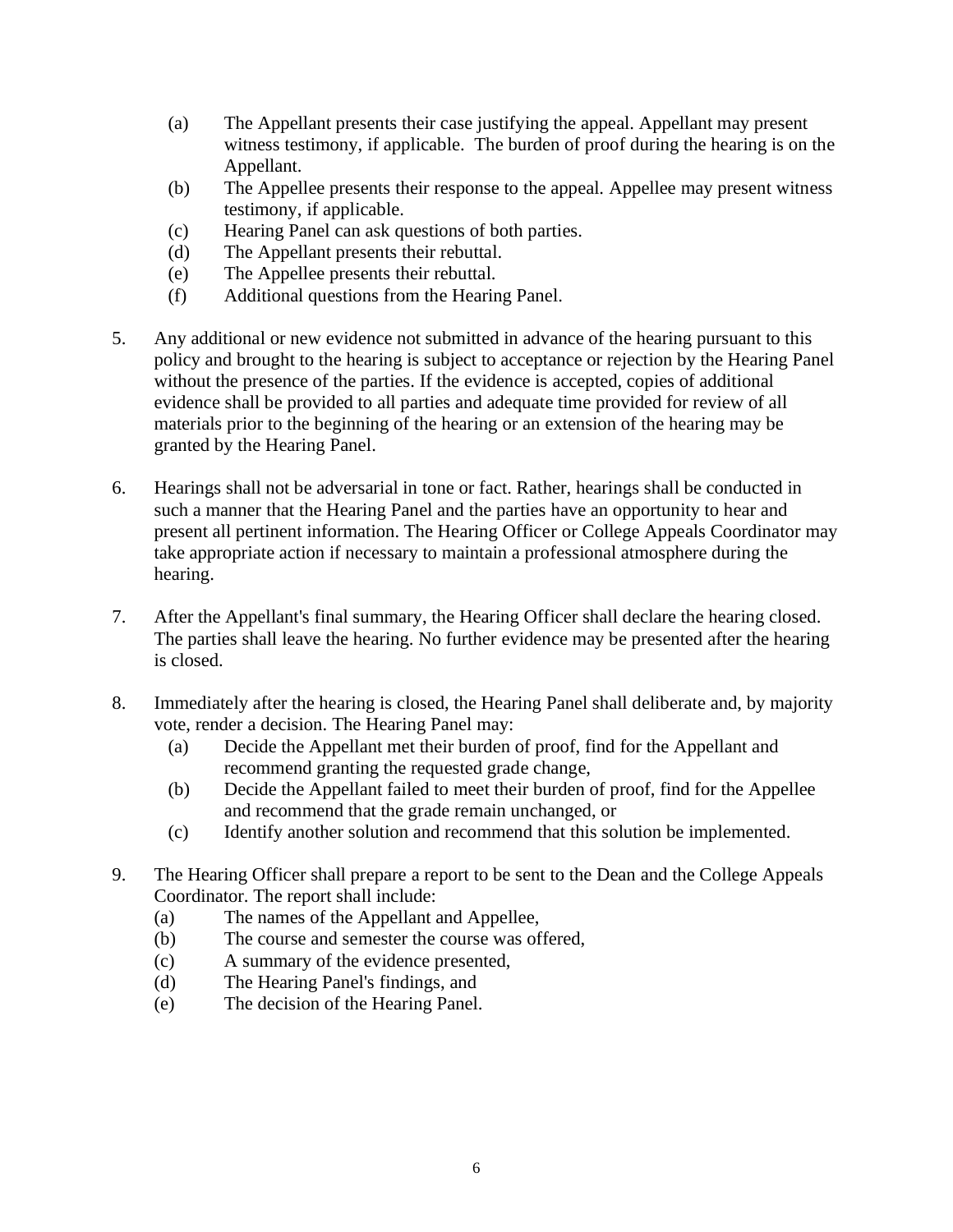(a) The Appellant presents their case justifying the appeal. Appellant may present witness testimony, if applicable. The burden of proof during the hearing is on the Appellant.
   (b) The Appellee presents their response to the appeal. Appellee may present witness testimony, if applicable.
   (c) Hearing Panel can ask questions of both parties.
   (d) The Appellant presents their rebuttal.
   (e) The Appellee presents their rebuttal.
   (f) Additional questions from the Hearing Panel.

5. Any additional or new evidence not submitted in advance of the hearing pursuant to this policy and brought to the hearing is subject to acceptance or rejection by the Hearing Panel without the presence of the parties. If the evidence is accepted, copies of additional evidence shall be provided to all parties and adequate time provided for review of all materials prior to the beginning of the hearing or an extension of the hearing may be granted by the Hearing Panel.

6. Hearings shall not be adversarial in tone or fact. Rather, hearings shall be conducted in such a manner that the Hearing Panel and the parties have an opportunity to hear and present all pertinent information. The Hearing Officer or College Appeals Coordinator may take appropriate action if necessary to maintain a professional atmosphere during the hearing.

7. After the Appellant's final summary, the Hearing Officer shall declare the hearing closed. The parties shall leave the hearing. No further evidence may be presented after the hearing is closed.

8. Immediately after the hearing is closed, the Hearing Panel shall deliberate and, by majority vote, render a decision. The Hearing Panel may:
   (a) Decide the Appellant met their burden of proof, find for the Appellant and recommend granting the requested grade change,
   (b) Decide the Appellant failed to meet their burden of proof, find for the Appellee and recommend that the grade remain unchanged, or
   (c) Identify another solution and recommend that this solution be implemented.

9. The Hearing Officer shall prepare a report to be sent to the Dean and the College Appeals Coordinator. The report shall include:
   (a) The names of the Appellant and Appellee,
   (b) The course and semester the course was offered,
   (c) A summary of the evidence presented,
   (d) The Hearing Panel's findings, and
   (e) The decision of the Hearing Panel.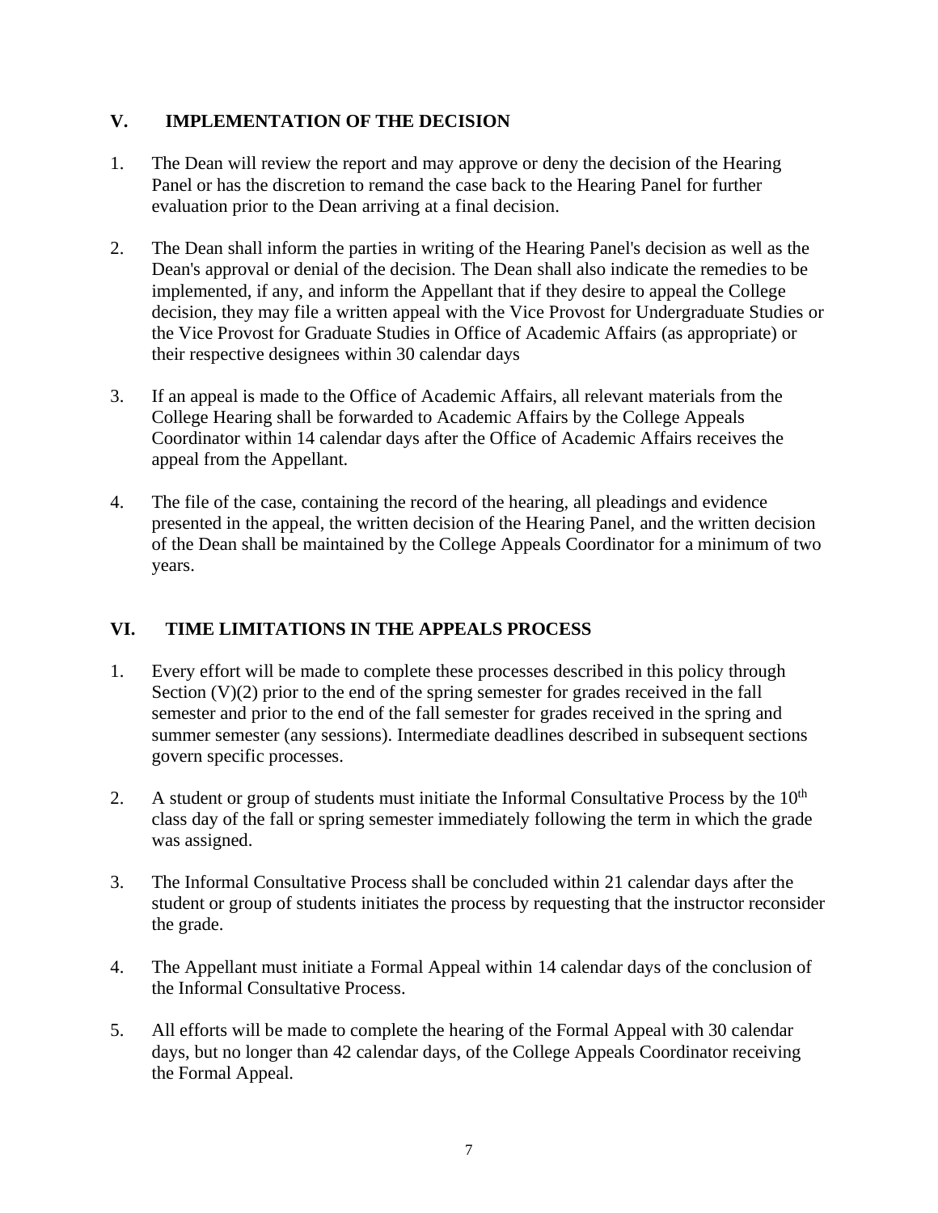## V. IMPLEMENTATION OF THE DECISION

1. The Dean will review the report and may approve or deny the decision of the Hearing Panel or has the discretion to remand the case back to the Hearing Panel for further evaluation prior to the Dean arriving at a final decision.

2. The Dean shall inform the parties in writing of the Hearing Panel's decision as well as the Dean's approval or denial of the decision. The Dean shall also indicate the remedies to be implemented, if any, and inform the Appellant that if they desire to appeal the College decision, they may file a written appeal with the Vice Provost for Undergraduate Studies or the Vice Provost for Graduate Studies in Office of Academic Affairs (as appropriate) or their respective designees within 30 calendar days

3. If an appeal is made to the Office of Academic Affairs, all relevant materials from the College Hearing shall be forwarded to Academic Affairs by the College Appeals Coordinator within 14 calendar days after the Office of Academic Affairs receives the appeal from the Appellant.

4. The file of the case, containing the record of the hearing, all pleadings and evidence presented in the appeal, the written decision of the Hearing Panel, and the written decision of the Dean shall be maintained by the College Appeals Coordinator for a minimum of two years.

## VI. TIME LIMITATIONS IN THE APPEALS PROCESS

1. Every effort will be made to complete these processes described in this policy through Section (V)(2) prior to the end of the spring semester for grades received in the fall semester and prior to the end of the fall semester for grades received in the spring and summer semester (any sessions). Intermediate deadlines described in subsequent sections govern specific processes.

2. A student or group of students must initiate the Informal Consultative Process by the 10th class day of the fall or spring semester immediately following the term in which the grade was assigned.

3. The Informal Consultative Process shall be concluded within 21 calendar days after the student or group of students initiates the process by requesting that the instructor reconsider the grade.

4. The Appellant must initiate a Formal Appeal within 14 calendar days of the conclusion of the Informal Consultative Process.

5. All efforts will be made to complete the hearing of the Formal Appeal with 30 calendar days, but no longer than 42 calendar days, of the College Appeals Coordinator receiving the Formal Appeal.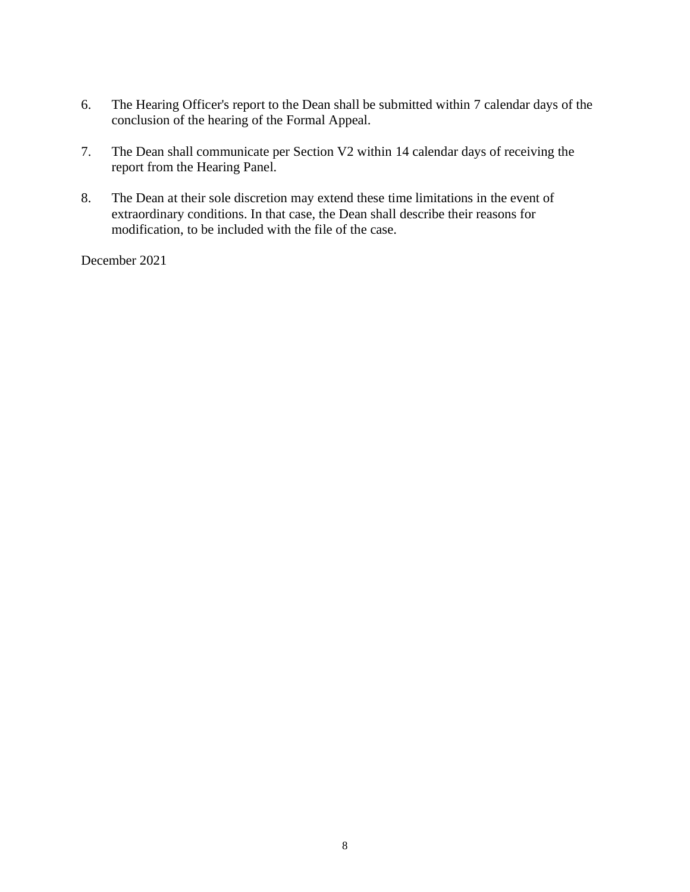6. The Hearing Officer's report to the Dean shall be submitted within 7 calendar days of the conclusion of the hearing of the Formal Appeal.

7. The Dean shall communicate per Section V2 within 14 calendar days of receiving the report from the Hearing Panel.

8. The Dean at their sole discretion may extend these time limitations in the event of extraordinary conditions. In that case, the Dean shall describe their reasons for modification, to be included with the file of the case.

December 2021